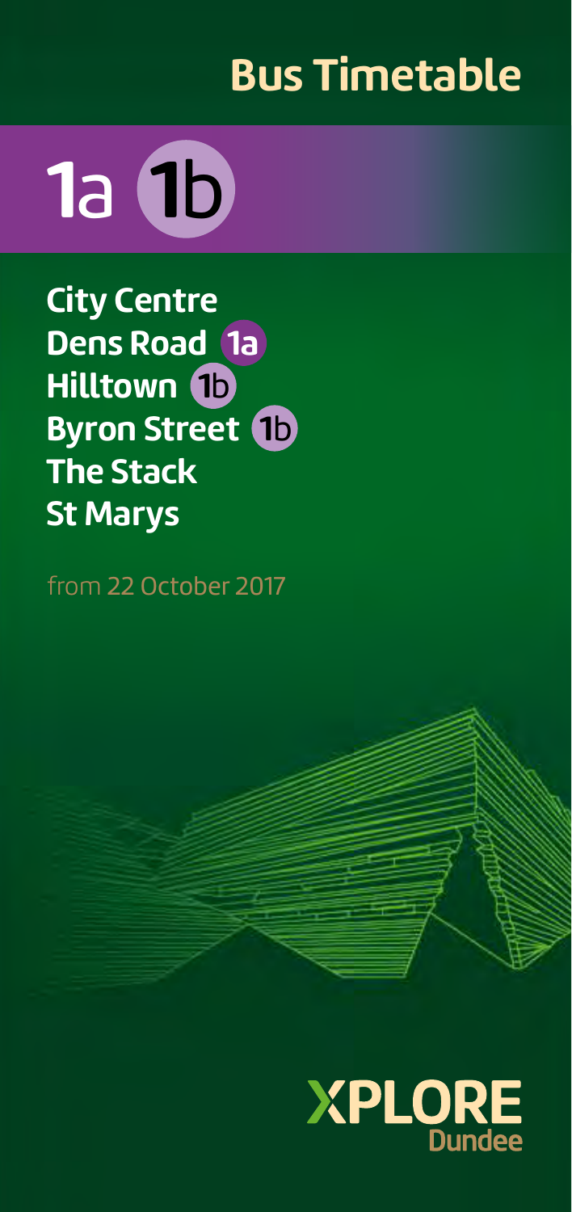# Bus Timetable

## 1a 1b

**City Centre**
**Dens Road** 1a
**Hilltown** 1b
**Byron Street** 1b
**The Stack**
**St Marys**

from 22 October 2017

XPLORE Dundee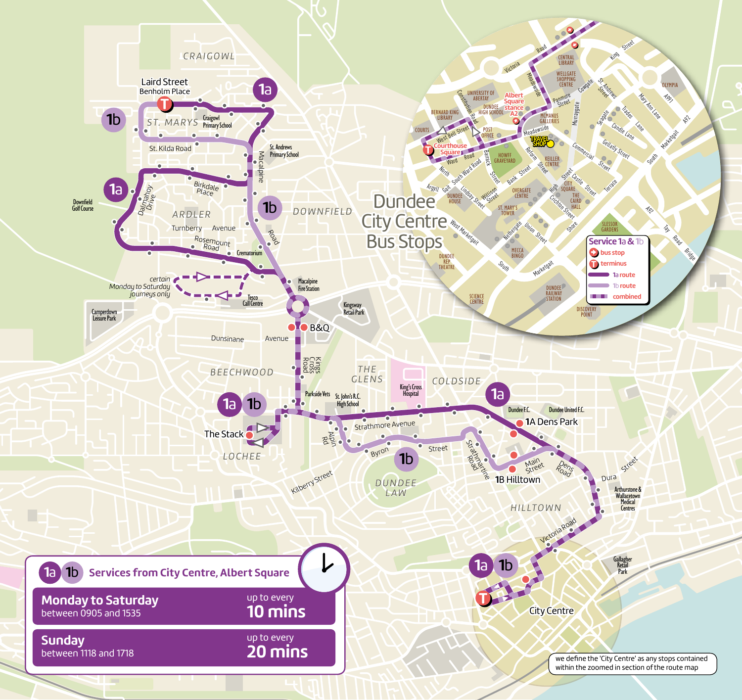# Dundee City Centre Bus Stops

**Service 1a & 1b**

- bus stop
- terminus
- 1a route
- 1b route
- combined

Laird Street Benholm Place

1A Dens Park

1B Hilltown

The Stack

B&Q

City Centre

certain Monday to Saturday journeys only

## 1a 1b Services from City Centre, Albert Square

**Monday to Saturday** between 0905 and 1535 — up to every **10 mins**

**Sunday** between 1118 and 1718 — up to every **20 mins**

we define the 'City Centre' as any stops contained within the zoomed in section of the route map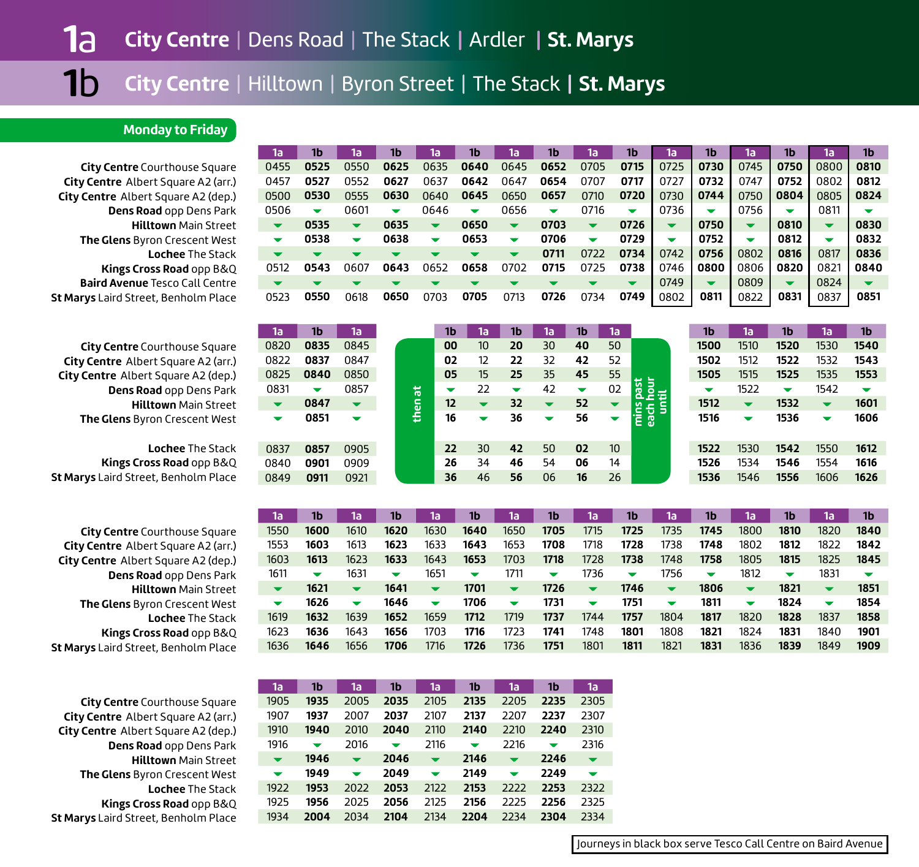# 1a City Centre | Dens Road | The Stack | Ardler | St. Marys

# 1b City Centre | Hilltown | Byron Street | The Stack | St. Marys

## Monday to Friday

| Stop | 1a | 1b | 1a | 1b | 1a | 1b | 1a | 1b | 1a | 1b | 1a | 1b | 1a | 1b | 1a | 1b |
|---|---|---|---|---|---|---|---|---|---|---|---|---|---|---|---|---|
| **City Centre** Courthouse Square | 0455 | **0525** | 0550 | **0625** | 0635 | **0640** | 0645 | **0652** | 0705 | **0715** | 0725 | **0730** | 0745 | **0750** | 0800 | **0810** |
| **City Centre** Albert Square A2 (arr.) | 0457 | **0527** | 0552 | **0627** | 0637 | **0642** | 0647 | **0654** | 0707 | **0717** | 0727 | **0732** | 0747 | **0752** | 0802 | **0812** |
| **City Centre** Albert Square A2 (dep.) | 0500 | **0530** | 0555 | **0630** | 0640 | **0645** | 0650 | **0657** | 0710 | **0720** | 0730 | **0744** | 0750 | **0804** | 0805 | **0824** |
| **Dens Road** opp Dens Park | 0506 | ▼ | 0601 | ▼ | 0646 | ▼ | 0656 | ▼ | 0716 | ▼ | 0736 | ▼ | 0756 | ▼ | 0811 | ▼ |
| **Hilltown** Main Street | ▼ | **0535** | ▼ | **0635** | ▼ | **0650** | ▼ | **0703** | ▼ | **0726** | ▼ | **0750** | ▼ | **0810** | ▼ | **0830** |
| **The Glens** Byron Crescent West | ▼ | **0538** | ▼ | **0638** | ▼ | **0653** | ▼ | **0706** | ▼ | **0729** | ▼ | **0752** | ▼ | **0812** | ▼ | **0832** |
| **Lochee** The Stack | ▼ | ▼ | ▼ | ▼ | ▼ | ▼ | ▼ | **0711** | 0722 | **0734** | 0742 | **0756** | 0802 | **0816** | 0817 | **0836** |
| **Kings Cross Road** opp B&Q | 0512 | **0543** | 0607 | **0643** | 0652 | **0658** | 0702 | **0715** | 0725 | **0738** | 0746 | **0800** | 0806 | **0820** | 0821 | **0840** |
| **Baird Avenue** Tesco Call Centre | ▼ | ▼ | ▼ | ▼ | ▼ | ▼ | ▼ | ▼ | ▼ | ▼ | 0749 | ▼ | 0809 | ▼ | 0824 | ▼ |
| **St Marys** Laird Street, Benholm Place | 0523 | **0550** | 0618 | **0650** | 0703 | **0705** | 0713 | **0726** | 0734 | **0749** | 0802 | **0811** | 0822 | **0831** | 0837 | **0851** |

| Stop | 1a | 1b | 1a | then at | 1b | 1a | 1b | 1a | 1b | 1a | mins past each hour until | 1b | 1a | 1b | 1a | 1b |
|---|---|---|---|---|---|---|---|---|---|---|---|---|---|---|---|---|
| **City Centre** Courthouse Square | 0820 | **0835** | 0845 | | **00** | 10 | **20** | 30 | **40** | 50 | | **1500** | 1510 | **1520** | 1530 | **1540** |
| **City Centre** Albert Square A2 (arr.) | 0822 | **0837** | 0847 | | **02** | 12 | **22** | 32 | **42** | 52 | | **1502** | 1512 | **1522** | 1532 | **1543** |
| **City Centre** Albert Square A2 (dep.) | 0825 | **0840** | 0850 | | **05** | 15 | **25** | 35 | **45** | 55 | | **1505** | 1515 | **1525** | 1535 | **1553** |
| **Dens Road** opp Dens Park | 0831 | ▼ | 0857 | | ▼ | 22 | ▼ | 42 | ▼ | 02 | | ▼ | 1522 | ▼ | 1542 | ▼ |
| **Hilltown** Main Street | ▼ | **0847** | ▼ | | **12** | ▼ | **32** | ▼ | **52** | ▼ | | **1512** | ▼ | **1532** | ▼ | **1601** |
| **The Glens** Byron Crescent West | ▼ | **0851** | ▼ | | **16** | ▼ | **36** | ▼ | **56** | ▼ | | **1516** | ▼ | **1536** | ▼ | **1606** |
| **Lochee** The Stack | 0837 | **0857** | 0905 | | **22** | 30 | **42** | 50 | **02** | 10 | | **1522** | 1530 | **1542** | 1550 | **1612** |
| **Kings Cross Road** opp B&Q | 0840 | **0901** | 0909 | | **26** | 34 | **46** | 54 | **06** | 14 | | **1526** | 1534 | **1546** | 1554 | **1616** |
| **St Marys** Laird Street, Benholm Place | 0849 | **0911** | 0921 | | **36** | 46 | **56** | 06 | **16** | 26 | | **1536** | 1546 | **1556** | 1606 | **1626** |

| Stop | 1a | 1b | 1a | 1b | 1a | 1b | 1a | 1b | 1a | 1b | 1a | 1b | 1a | 1b | 1a | 1b |
|---|---|---|---|---|---|---|---|---|---|---|---|---|---|---|---|---|
| **City Centre** Courthouse Square | 1550 | **1600** | 1610 | **1620** | 1630 | **1640** | 1650 | **1705** | 1715 | **1725** | 1735 | **1745** | 1800 | **1810** | 1820 | **1840** |
| **City Centre** Albert Square A2 (arr.) | 1553 | **1603** | 1613 | **1623** | 1633 | **1643** | 1653 | **1708** | 1718 | **1728** | 1738 | **1748** | 1802 | **1812** | 1822 | **1842** |
| **City Centre** Albert Square A2 (dep.) | 1603 | **1613** | 1623 | **1633** | 1643 | **1653** | 1703 | **1718** | 1728 | **1738** | 1748 | **1758** | 1805 | **1815** | 1825 | **1845** |
| **Dens Road** opp Dens Park | 1611 | ▼ | 1631 | ▼ | 1651 | ▼ | 1711 | ▼ | 1736 | ▼ | 1756 | ▼ | 1812 | ▼ | 1831 | ▼ |
| **Hilltown** Main Street | ▼ | **1621** | ▼ | **1641** | ▼ | **1701** | ▼ | **1726** | ▼ | **1746** | ▼ | **1806** | ▼ | **1821** | ▼ | **1851** |
| **The Glens** Byron Crescent West | ▼ | **1626** | ▼ | **1646** | ▼ | **1706** | ▼ | **1731** | ▼ | **1751** | ▼ | **1811** | ▼ | **1824** | ▼ | **1854** |
| **Lochee** The Stack | 1619 | **1632** | 1639 | **1652** | 1659 | **1712** | 1719 | **1737** | 1744 | **1757** | 1804 | **1817** | 1820 | **1828** | 1837 | **1858** |
| **Kings Cross Road** opp B&Q | 1623 | **1636** | 1643 | **1656** | 1703 | **1716** | 1723 | **1741** | 1748 | **1801** | 1808 | **1821** | 1824 | **1831** | 1840 | **1901** |
| **St Marys** Laird Street, Benholm Place | 1636 | **1646** | 1656 | **1706** | 1716 | **1726** | 1736 | **1751** | 1801 | **1811** | 1821 | **1831** | 1836 | **1839** | 1849 | **1909** |

| Stop | 1a | 1b | 1a | 1b | 1a | 1b | 1a | 1b | 1a |
|---|---|---|---|---|---|---|---|---|---|
| **City Centre** Courthouse Square | 1905 | **1935** | 2005 | **2035** | 2105 | **2135** | 2205 | **2235** | 2305 |
| **City Centre** Albert Square A2 (arr.) | 1907 | **1937** | 2007 | **2037** | 2107 | **2137** | 2207 | **2237** | 2307 |
| **City Centre** Albert Square A2 (dep.) | 1910 | **1940** | 2010 | **2040** | 2110 | **2140** | 2210 | **2240** | 2310 |
| **Dens Road** opp Dens Park | 1916 | ▼ | 2016 | ▼ | 2116 | ▼ | 2216 | ▼ | 2316 |
| **Hilltown** Main Street | ▼ | **1946** | ▼ | **2046** | ▼ | **2146** | ▼ | **2246** | ▼ |
| **The Glens** Byron Crescent West | ▼ | **1949** | ▼ | **2049** | ▼ | **2149** | ▼ | **2249** | ▼ |
| **Lochee** The Stack | 1922 | **1953** | 2022 | **2053** | 2122 | **2153** | 2222 | **2253** | 2322 |
| **Kings Cross Road** opp B&Q | 1925 | **1956** | 2025 | **2056** | 2125 | **2156** | 2225 | **2256** | 2325 |
| **St Marys** Laird Street, Benholm Place | 1934 | **2004** | 2034 | **2104** | 2134 | **2204** | 2234 | **2304** | 2334 |

Journeys in black box serve Tesco Call Centre on Baird Avenue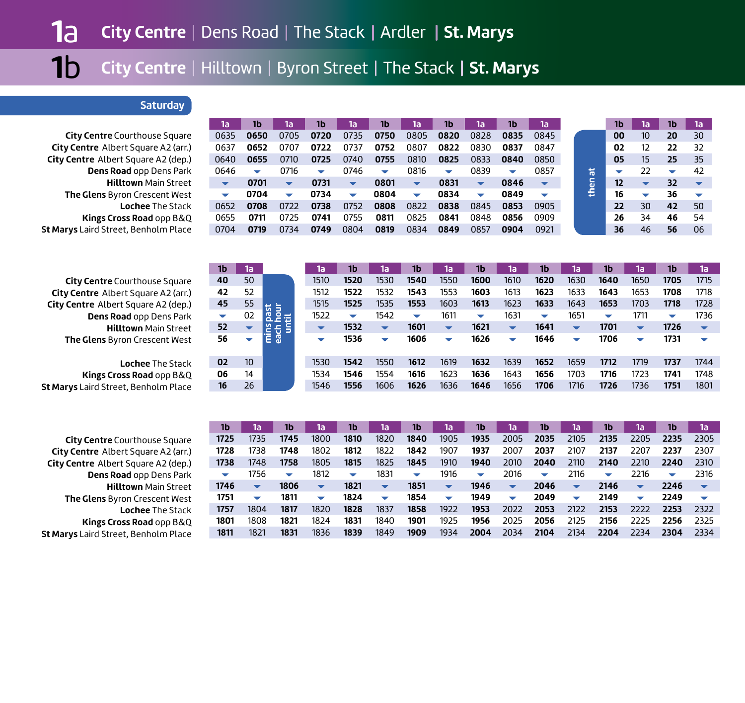# 1a City Centre | Dens Road | The Stack | Ardler | St. Marys

# 1b City Centre | Hilltown | Byron Street | The Stack | St. Marys

## Saturday

| | 1a | 1b | 1a | 1b | 1a | 1b | 1a | 1b | 1a | 1b | 1a | | 1b | 1a | 1b | 1a |
|---|---|---|---|---|---|---|---|---|---|---|---|---|---|---|---|---|
| **City Centre** Courthouse Square | 0635 | **0650** | 0705 | **0720** | 0735 | **0750** | 0805 | **0820** | 0828 | **0835** | 0845 | then at | **00** | 10 | **20** | 30 |
| **City Centre** Albert Square A2 (arr.) | 0637 | **0652** | 0707 | **0722** | 0737 | **0752** | 0807 | **0822** | 0830 | **0837** | 0847 | | **02** | 12 | **22** | 32 |
| **City Centre** Albert Square A2 (dep.) | 0640 | **0655** | 0710 | **0725** | 0740 | **0755** | 0810 | **0825** | 0833 | **0840** | 0850 | | **05** | 15 | **25** | 35 |
| **Dens Road** opp Dens Park | 0646 | ▼ | 0716 | ▼ | 0746 | ▼ | 0816 | ▼ | 0839 | ▼ | 0857 | | ▼ | 22 | ▼ | 42 |
| **Hilltown** Main Street | ▼ | **0701** | ▼ | **0731** | ▼ | **0801** | ▼ | **0831** | ▼ | **0846** | ▼ | | **12** | ▼ | **32** | ▼ |
| **The Glens** Byron Crescent West | ▼ | **0704** | ▼ | **0734** | ▼ | **0804** | ▼ | **0834** | ▼ | **0849** | ▼ | | **16** | ▼ | **36** | ▼ |
| **Lochee** The Stack | 0652 | **0708** | 0722 | **0738** | 0752 | **0808** | 0822 | **0838** | 0845 | **0853** | 0905 | | **22** | 30 | **42** | 50 |
| **Kings Cross Road** opp B&Q | 0655 | **0711** | 0725 | **0741** | 0755 | **0811** | 0825 | **0841** | 0848 | **0856** | 0909 | | **26** | 34 | **46** | 54 |
| **St Marys** Laird Street, Benholm Place | 0704 | **0719** | 0734 | **0749** | 0804 | **0819** | 0834 | **0849** | 0857 | **0904** | 0921 | | **36** | 46 | **56** | 06 |

| | 1b | 1a | | 1a | 1b | 1a | 1b | 1a | 1b | 1a | 1b | 1a | 1b | 1a | 1b | 1a |
|---|---|---|---|---|---|---|---|---|---|---|---|---|---|---|---|---|
| **City Centre** Courthouse Square | **40** | 50 | mins past each hour until | 1510 | **1520** | 1530 | **1540** | 1550 | **1600** | 1610 | **1620** | 1630 | **1640** | 1650 | **1705** | 1715 |
| **City Centre** Albert Square A2 (arr.) | **42** | 52 | | 1512 | **1522** | 1532 | **1543** | 1553 | **1603** | 1613 | **1623** | 1633 | **1643** | 1653 | **1708** | 1718 |
| **City Centre** Albert Square A2 (dep.) | **45** | 55 | | 1515 | **1525** | 1535 | **1553** | 1603 | **1613** | 1623 | **1633** | 1643 | **1653** | 1703 | **1718** | 1728 |
| **Dens Road** opp Dens Park | ▼ | 02 | | 1522 | ▼ | 1542 | ▼ | 1611 | ▼ | 1631 | ▼ | 1651 | ▼ | 1711 | ▼ | 1736 |
| **Hilltown** Main Street | **52** | ▼ | | ▼ | **1532** | ▼ | **1601** | ▼ | **1621** | ▼ | **1641** | ▼ | **1701** | ▼ | **1726** | ▼ |
| **The Glens** Byron Crescent West | **56** | ▼ | | ▼ | **1536** | ▼ | **1606** | ▼ | **1626** | ▼ | **1646** | ▼ | **1706** | ▼ | **1731** | ▼ |
| **Lochee** The Stack | **02** | 10 | | 1530 | **1542** | 1550 | **1612** | 1619 | **1632** | 1639 | **1652** | 1659 | **1712** | 1719 | **1737** | 1744 |
| **Kings Cross Road** opp B&Q | **06** | 14 | | 1534 | **1546** | 1554 | **1616** | 1623 | **1636** | 1643 | **1656** | 1703 | **1716** | 1723 | **1741** | 1748 |
| **St Marys** Laird Street, Benholm Place | **16** | 26 | | 1546 | **1556** | 1606 | **1626** | 1636 | **1646** | 1656 | **1706** | 1716 | **1726** | 1736 | **1751** | 1801 |

| | 1b | 1a | 1b | 1a | 1b | 1a | 1b | 1a | 1b | 1a | 1b | 1a | 1b | 1a | 1b | 1a |
|---|---|---|---|---|---|---|---|---|---|---|---|---|---|---|---|---|
| **City Centre** Courthouse Square | **1725** | 1735 | **1745** | 1800 | **1810** | 1820 | **1840** | 1905 | **1935** | 2005 | **2035** | 2105 | **2135** | 2205 | **2235** | 2305 |
| **City Centre** Albert Square A2 (arr.) | **1728** | 1738 | **1748** | 1802 | **1812** | 1822 | **1842** | 1907 | **1937** | 2007 | **2037** | 2107 | **2137** | 2207 | **2237** | 2307 |
| **City Centre** Albert Square A2 (dep.) | **1738** | 1748 | **1758** | 1805 | **1815** | 1825 | **1845** | 1910 | **1940** | 2010 | **2040** | 2110 | **2140** | 2210 | **2240** | 2310 |
| **Dens Road** opp Dens Park | ▼ | 1756 | ▼ | 1812 | ▼ | 1831 | ▼ | 1916 | ▼ | 2016 | ▼ | 2116 | ▼ | 2216 | ▼ | 2316 |
| **Hilltown** Main Street | **1746** | ▼ | **1806** | ▼ | **1821** | ▼ | **1851** | ▼ | **1946** | ▼ | **2046** | ▼ | **2146** | ▼ | **2246** | ▼ |
| **The Glens** Byron Crescent West | **1751** | ▼ | **1811** | ▼ | **1824** | ▼ | **1854** | ▼ | **1949** | ▼ | **2049** | ▼ | **2149** | ▼ | **2249** | ▼ |
| **Lochee** The Stack | **1757** | 1804 | **1817** | 1820 | **1828** | 1837 | **1858** | 1922 | **1953** | 2022 | **2053** | 2122 | **2153** | 2222 | **2253** | 2322 |
| **Kings Cross Road** opp B&Q | **1801** | 1808 | **1821** | 1824 | **1831** | 1840 | **1901** | 1925 | **1956** | 2025 | **2056** | 2125 | **2156** | 2225 | **2256** | 2325 |
| **St Marys** Laird Street, Benholm Place | **1811** | 1821 | **1831** | 1836 | **1839** | 1849 | **1909** | 1934 | **2004** | 2034 | **2104** | 2134 | **2204** | 2234 | **2304** | 2334 |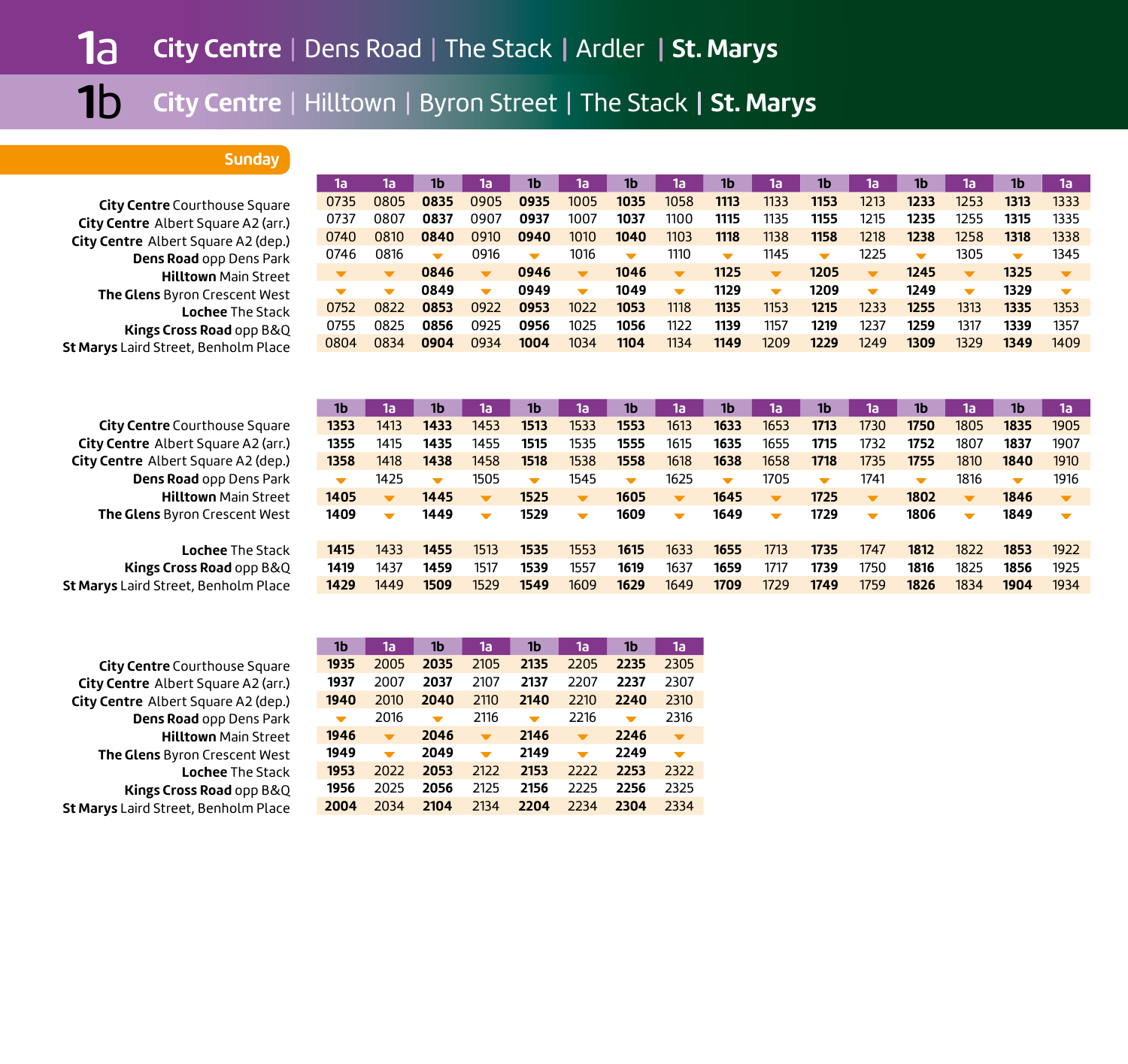# 1a City Centre | Dens Road | The Stack | Ardler | St. Marys

# 1b City Centre | Hilltown | Byron Street | The Stack | St. Marys

## Sunday

| | 1a | 1a | 1b | 1a | 1b | 1a | 1b | 1a | 1b | 1a | 1b | 1a | 1b | 1a | 1b | 1a |
|---|---|---|---|---|---|---|---|---|---|---|---|---|---|---|---|---|
| **City Centre** Courthouse Square | 0735 | 0805 | **0835** | 0905 | **0935** | 1005 | **1035** | 1058 | **1113** | 1133 | **1153** | 1213 | **1233** | 1253 | **1313** | 1333 |
| **City Centre** Albert Square A2 (arr.) | 0737 | 0807 | **0837** | 0907 | **0937** | 1007 | **1037** | 1100 | **1115** | 1135 | **1155** | 1215 | **1235** | 1255 | **1315** | 1335 |
| **City Centre** Albert Square A2 (dep.) | 0740 | 0810 | **0840** | 0910 | **0940** | 1010 | **1040** | 1103 | **1118** | 1138 | **1158** | 1218 | **1238** | 1258 | **1318** | 1338 |
| **Dens Road** opp Dens Park | 0746 | 0816 | ▼ | 0916 | ▼ | 1016 | ▼ | 1110 | ▼ | 1145 | ▼ | 1225 | ▼ | 1305 | ▼ | 1345 |
| **Hilltown** Main Street | ▼ | ▼ | **0846** | ▼ | **0946** | ▼ | **1046** | ▼ | **1125** | ▼ | **1205** | ▼ | **1245** | ▼ | **1325** | ▼ |
| **The Glens** Byron Crescent West | ▼ | ▼ | **0849** | ▼ | **0949** | ▼ | **1049** | ▼ | **1129** | ▼ | **1209** | ▼ | **1249** | ▼ | **1329** | ▼ |
| **Lochee** The Stack | 0752 | 0822 | **0853** | 0922 | **0953** | 1022 | **1053** | 1118 | **1135** | 1153 | **1215** | 1233 | **1255** | 1313 | **1335** | 1353 |
| **Kings Cross Road** opp B&Q | 0755 | 0825 | **0856** | 0925 | **0956** | 1025 | **1056** | 1122 | **1139** | 1157 | **1219** | 1237 | **1259** | 1317 | **1339** | 1357 |
| **St Marys** Laird Street, Benholm Place | 0804 | 0834 | **0904** | 0934 | **1004** | 1034 | **1104** | 1134 | **1149** | 1209 | **1229** | 1249 | **1309** | 1329 | **1349** | 1409 |

| | 1b | 1a | 1b | 1a | 1b | 1a | 1b | 1a | 1b | 1a | 1b | 1a | 1b | 1a | 1b | 1a |
|---|---|---|---|---|---|---|---|---|---|---|---|---|---|---|---|---|
| **City Centre** Courthouse Square | **1353** | 1413 | **1433** | 1453 | **1513** | 1533 | **1553** | 1613 | **1633** | 1653 | **1713** | 1730 | **1750** | 1805 | **1835** | 1905 |
| **City Centre** Albert Square A2 (arr.) | **1355** | 1415 | **1435** | 1455 | **1515** | 1535 | **1555** | 1615 | **1635** | 1655 | **1715** | 1732 | **1752** | 1807 | **1837** | 1907 |
| **City Centre** Albert Square A2 (dep.) | **1358** | 1418 | **1438** | 1458 | **1518** | 1538 | **1558** | 1618 | **1638** | 1658 | **1718** | 1735 | **1755** | 1810 | **1840** | 1910 |
| **Dens Road** opp Dens Park | ▼ | 1425 | ▼ | 1505 | ▼ | 1545 | ▼ | 1625 | ▼ | 1705 | ▼ | 1741 | ▼ | 1816 | ▼ | 1916 |
| **Hilltown** Main Street | **1405** | ▼ | **1445** | ▼ | **1525** | ▼ | **1605** | ▼ | **1645** | ▼ | **1725** | ▼ | **1802** | ▼ | **1846** | ▼ |
| **The Glens** Byron Crescent West | **1409** | ▼ | **1449** | ▼ | **1529** | ▼ | **1609** | ▼ | **1649** | ▼ | **1729** | ▼ | **1806** | ▼ | **1849** | ▼ |
| **Lochee** The Stack | **1415** | 1433 | **1455** | 1513 | **1535** | 1553 | **1615** | 1633 | **1655** | 1713 | **1735** | 1747 | **1812** | 1822 | **1853** | 1922 |
| **Kings Cross Road** opp B&Q | **1419** | 1437 | **1459** | 1517 | **1539** | 1557 | **1619** | 1637 | **1659** | 1717 | **1739** | 1750 | **1816** | 1825 | **1856** | 1925 |
| **St Marys** Laird Street, Benholm Place | **1429** | 1449 | **1509** | 1529 | **1549** | 1609 | **1629** | 1649 | **1709** | 1729 | **1749** | 1759 | **1826** | 1834 | **1904** | 1934 |

| | 1b | 1a | 1b | 1a | 1b | 1a | 1b | 1a |
|---|---|---|---|---|---|---|---|---|
| **City Centre** Courthouse Square | **1935** | 2005 | **2035** | 2105 | **2135** | 2205 | **2235** | 2305 |
| **City Centre** Albert Square A2 (arr.) | **1937** | 2007 | **2037** | 2107 | **2137** | 2207 | **2237** | 2307 |
| **City Centre** Albert Square A2 (dep.) | **1940** | 2010 | **2040** | 2110 | **2140** | 2210 | **2240** | 2310 |
| **Dens Road** opp Dens Park | ▼ | 2016 | ▼ | 2116 | ▼ | 2216 | ▼ | 2316 |
| **Hilltown** Main Street | **1946** | ▼ | **2046** | ▼ | **2146** | ▼ | **2246** | ▼ |
| **The Glens** Byron Crescent West | **1949** | ▼ | **2049** | ▼ | **2149** | ▼ | **2249** | ▼ |
| **Lochee** The Stack | **1953** | 2022 | **2053** | 2122 | **2153** | 2222 | **2253** | 2322 |
| **Kings Cross Road** opp B&Q | **1956** | 2025 | **2056** | 2125 | **2156** | 2225 | **2256** | 2325 |
| **St Marys** Laird Street, Benholm Place | **2004** | 2034 | **2104** | 2134 | **2204** | 2234 | **2304** | 2334 |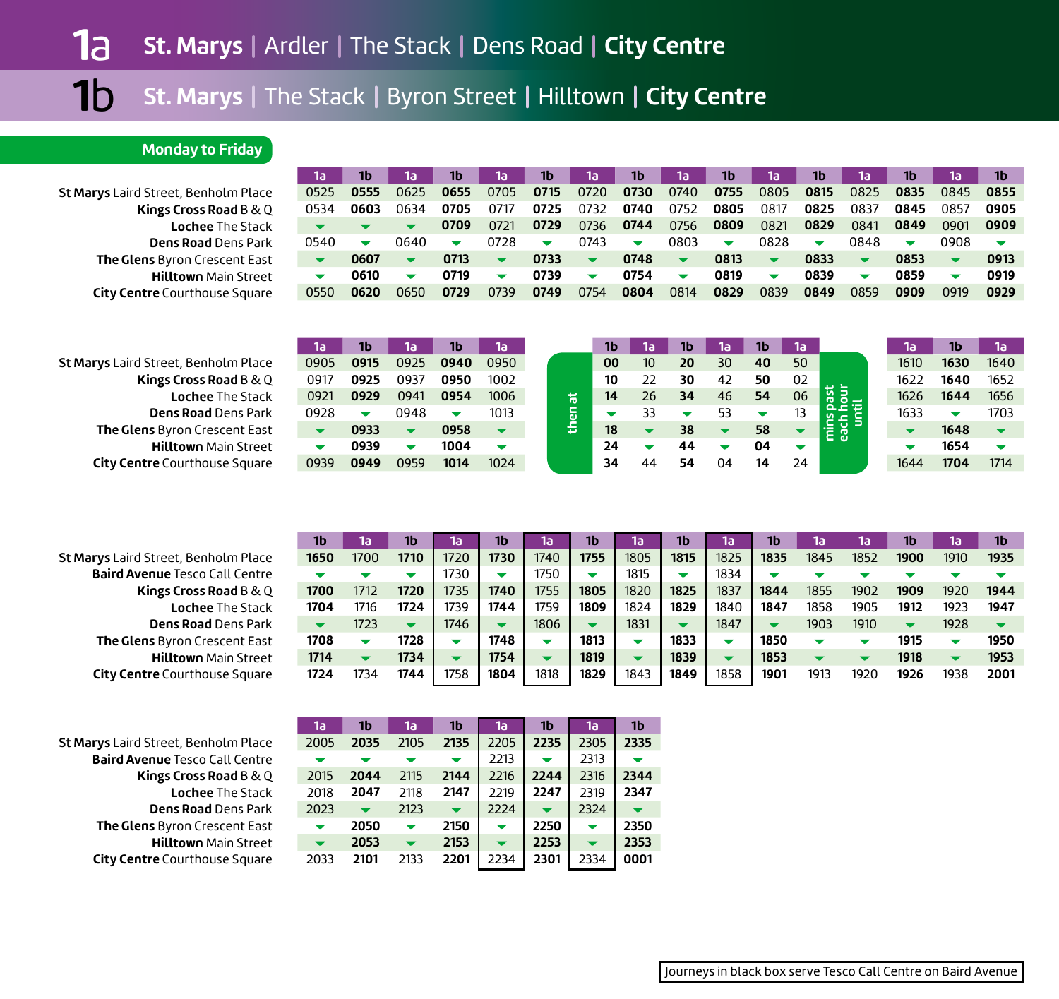# 1a St. Marys | Ardler | The Stack | Dens Road | City Centre

# 1b St. Marys | The Stack | Byron Street | Hilltown | City Centre

## Monday to Friday

| | 1a | 1b | 1a | 1b | 1a | 1b | 1a | 1b | 1a | 1b | 1a | 1b | 1a | 1b | 1a | 1b |
|---|---|---|---|---|---|---|---|---|---|---|---|---|---|---|---|---|
| **St Marys** Laird Street, Benholm Place | 0525 | **0555** | 0625 | **0655** | 0705 | **0715** | 0720 | **0730** | 0740 | **0755** | 0805 | **0815** | 0825 | **0835** | 0845 | **0855** |
| **Kings Cross Road** B & Q | 0534 | **0603** | 0634 | **0705** | 0717 | **0725** | 0732 | **0740** | 0752 | **0805** | 0817 | **0825** | 0837 | **0845** | 0857 | **0905** |
| **Lochee** The Stack | ▼ | ▼ | ▼ | **0709** | 0721 | **0729** | 0736 | **0744** | 0756 | **0809** | 0821 | **0829** | 0841 | **0849** | 0901 | **0909** |
| **Dens Road** Dens Park | 0540 | ▼ | 0640 | ▼ | 0728 | ▼ | 0743 | ▼ | 0803 | ▼ | 0828 | ▼ | 0848 | ▼ | 0908 | ▼ |
| **The Glens** Byron Crescent East | ▼ | **0607** | ▼ | **0713** | ▼ | **0733** | ▼ | **0748** | ▼ | **0813** | ▼ | **0833** | ▼ | **0853** | ▼ | **0913** |
| **Hilltown** Main Street | ▼ | **0610** | ▼ | **0719** | ▼ | **0739** | ▼ | **0754** | ▼ | **0819** | ▼ | **0839** | ▼ | **0859** | ▼ | **0919** |
| **City Centre** Courthouse Square | 0550 | **0620** | 0650 | **0729** | 0739 | **0749** | 0754 | **0804** | 0814 | **0829** | 0839 | **0849** | 0859 | **0909** | 0919 | **0929** |

| | 1a | 1b | 1a | 1b | 1a | | 1b | 1a | 1b | 1a | 1b | 1a | | 1a | 1b | 1a |
|---|---|---|---|---|---|---|---|---|---|---|---|---|---|---|---|---|
| **St Marys** Laird Street, Benholm Place | 0905 | **0915** | 0925 | **0940** | 0950 | then at | **00** | 10 | **20** | 30 | **40** | 50 | mins past each hour until | 1610 | **1630** | 1640 |
| **Kings Cross Road** B & Q | 0917 | **0925** | 0937 | **0950** | 1002 | | **10** | 22 | **30** | 42 | **50** | 02 | | 1622 | **1640** | 1652 |
| **Lochee** The Stack | 0921 | **0929** | 0941 | **0954** | 1006 | | **14** | 26 | **34** | 46 | **54** | 06 | | 1626 | **1644** | 1656 |
| **Dens Road** Dens Park | 0928 | ▼ | 0948 | ▼ | 1013 | | ▼ | 33 | ▼ | 53 | ▼ | 13 | | 1633 | ▼ | 1703 |
| **The Glens** Byron Crescent East | ▼ | **0933** | ▼ | **0958** | ▼ | | **18** | ▼ | **38** | ▼ | **58** | ▼ | | ▼ | **1648** | ▼ |
| **Hilltown** Main Street | ▼ | **0939** | ▼ | **1004** | ▼ | | **24** | ▼ | **44** | ▼ | **04** | ▼ | | ▼ | **1654** | ▼ |
| **City Centre** Courthouse Square | 0939 | **0949** | 0959 | **1014** | 1024 | | **34** | 44 | **54** | 04 | **14** | 24 | | 1644 | **1704** | 1714 |

| | 1b | 1a | 1b | 1a | 1b | 1a | 1b | 1a | 1b | 1a | 1b | 1a | 1a | 1b | 1a | 1b |
|---|---|---|---|---|---|---|---|---|---|---|---|---|---|---|---|---|
| **St Marys** Laird Street, Benholm Place | **1650** | 1700 | **1710** | 1720 | **1730** | 1740 | **1755** | 1805 | **1815** | 1825 | **1835** | 1845 | 1852 | **1900** | 1910 | **1935** |
| **Baird Avenue** Tesco Call Centre | ▼ | ▼ | ▼ | 1730 | ▼ | 1750 | ▼ | 1815 | ▼ | 1834 | ▼ | ▼ | ▼ | ▼ | ▼ | ▼ |
| **Kings Cross Road** B & Q | **1700** | 1712 | **1720** | 1735 | **1740** | 1755 | **1805** | 1820 | **1825** | 1837 | **1844** | 1855 | 1902 | **1909** | 1920 | **1944** |
| **Lochee** The Stack | **1704** | 1716 | **1724** | 1739 | **1744** | 1759 | **1809** | 1824 | **1829** | 1840 | **1847** | 1858 | 1905 | **1912** | 1923 | **1947** |
| **Dens Road** Dens Park | ▼ | 1723 | ▼ | 1746 | ▼ | 1806 | ▼ | 1831 | ▼ | 1847 | ▼ | 1903 | 1910 | ▼ | 1928 | ▼ |
| **The Glens** Byron Crescent East | **1708** | ▼ | **1728** | ▼ | **1748** | ▼ | **1813** | ▼ | **1833** | ▼ | **1850** | ▼ | ▼ | **1915** | ▼ | **1950** |
| **Hilltown** Main Street | **1714** | ▼ | **1734** | ▼ | **1754** | ▼ | **1819** | ▼ | **1839** | ▼ | **1853** | ▼ | ▼ | **1918** | ▼ | **1953** |
| **City Centre** Courthouse Square | **1724** | 1734 | **1744** | 1758 | **1804** | 1818 | **1829** | 1843 | **1849** | 1858 | **1901** | 1913 | 1920 | **1926** | 1938 | **2001** |

| | 1a | 1b | 1a | 1b | 1a | 1b | 1a | 1b |
|---|---|---|---|---|---|---|---|---|
| **St Marys** Laird Street, Benholm Place | 2005 | **2035** | 2105 | **2135** | 2205 | **2235** | 2305 | **2335** |
| **Baird Avenue** Tesco Call Centre | ▼ | ▼ | ▼ | ▼ | 2213 | ▼ | 2313 | ▼ |
| **Kings Cross Road** B & Q | 2015 | **2044** | 2115 | **2144** | 2216 | **2244** | 2316 | **2344** |
| **Lochee** The Stack | 2018 | **2047** | 2118 | **2147** | 2219 | **2247** | 2319 | **2347** |
| **Dens Road** Dens Park | 2023 | ▼ | 2123 | ▼ | 2224 | ▼ | 2324 | ▼ |
| **The Glens** Byron Crescent East | ▼ | **2050** | ▼ | **2150** | ▼ | **2250** | ▼ | **2350** |
| **Hilltown** Main Street | ▼ | **2053** | ▼ | **2153** | ▼ | **2253** | ▼ | **2353** |
| **City Centre** Courthouse Square | 2033 | **2101** | 2133 | **2201** | 2234 | **2301** | 2334 | **0001** |

Journeys in black box serve Tesco Call Centre on Baird Avenue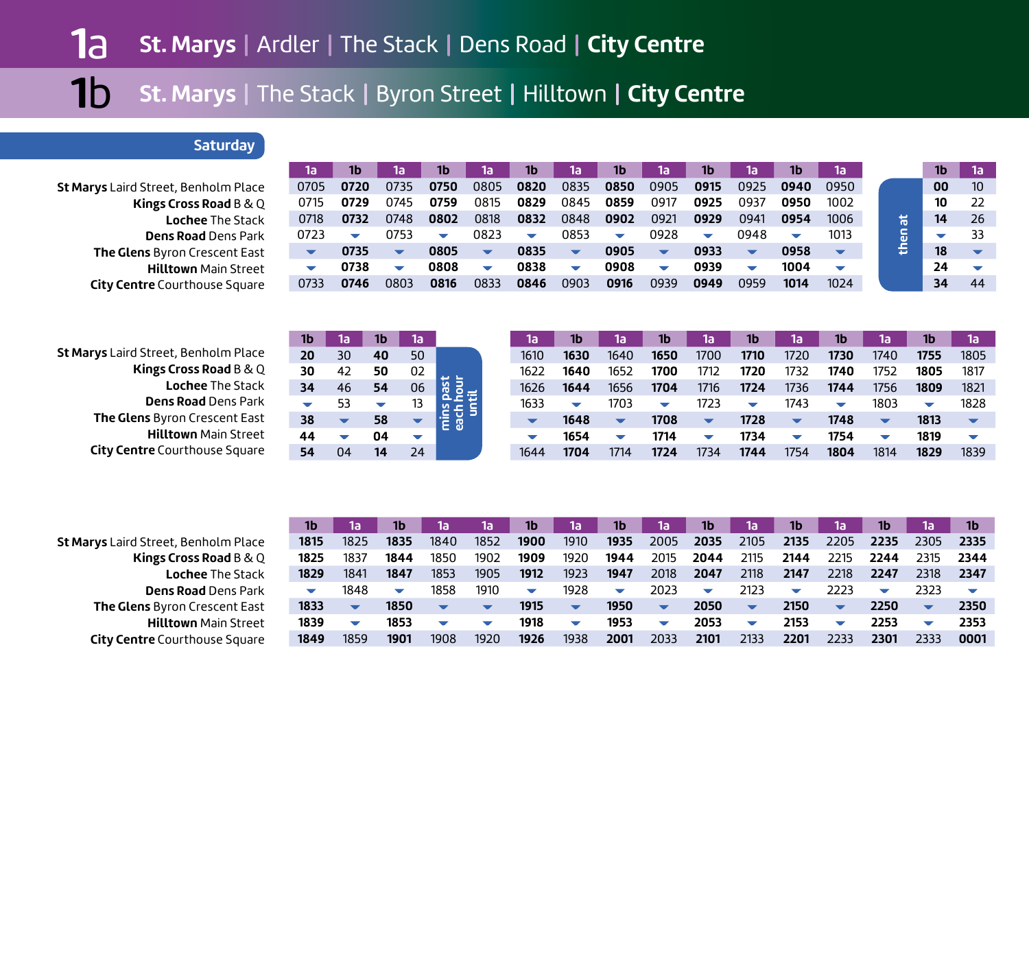# 1a St. Marys | Ardler | The Stack | Dens Road | City Centre

# 1b St. Marys | The Stack | Byron Street | Hilltown | City Centre

## Saturday

| | 1a | 1b | 1a | 1b | 1a | 1b | 1a | 1b | 1a | 1b | 1a | 1b | 1a | | 1b | 1a |
|---|---|---|---|---|---|---|---|---|---|---|---|---|---|---|---|---|
| **St Marys** Laird Street, Benholm Place | 0705 | **0720** | 0735 | **0750** | 0805 | **0820** | 0835 | **0850** | 0905 | **0915** | 0925 | **0940** | 0950 | then at | **00** | 10 |
| **Kings Cross Road** B & Q | 0715 | **0729** | 0745 | **0759** | 0815 | **0829** | 0845 | **0859** | 0917 | **0925** | 0937 | **0950** | 1002 | | **10** | 22 |
| **Lochee** The Stack | 0718 | **0732** | 0748 | **0802** | 0818 | **0832** | 0848 | **0902** | 0921 | **0929** | 0941 | **0954** | 1006 | | **14** | 26 |
| **Dens Road** Dens Park | 0723 | ▼ | 0753 | ▼ | 0823 | ▼ | 0853 | ▼ | 0928 | ▼ | 0948 | ▼ | 1013 | | ▼ | 33 |
| **The Glens** Byron Crescent East | ▼ | **0735** | ▼ | **0805** | ▼ | **0835** | ▼ | **0905** | ▼ | **0933** | ▼ | **0958** | ▼ | | **18** | ▼ |
| **Hilltown** Main Street | ▼ | **0738** | ▼ | **0808** | ▼ | **0838** | ▼ | **0908** | ▼ | **0939** | ▼ | **1004** | ▼ | | **24** | ▼ |
| **City Centre** Courthouse Square | 0733 | **0746** | 0803 | **0816** | 0833 | **0846** | 0903 | **0916** | 0939 | **0949** | 0959 | **1014** | 1024 | | **34** | 44 |

| | 1b | 1a | 1b | 1a | | 1a | 1b | 1a | 1b | 1a | 1b | 1a | 1b | 1a | 1b | 1a |
|---|---|---|---|---|---|---|---|---|---|---|---|---|---|---|---|---|
| **St Marys** Laird Street, Benholm Place | **20** | 30 | **40** | 50 | mins past each hour until | 1610 | **1630** | 1640 | **1650** | 1700 | **1710** | 1720 | **1730** | 1740 | **1755** | 1805 |
| **Kings Cross Road** B & Q | **30** | 42 | **50** | 02 | | 1622 | **1640** | 1652 | **1700** | 1712 | **1720** | 1732 | **1740** | 1752 | **1805** | 1817 |
| **Lochee** The Stack | **34** | 46 | **54** | 06 | | 1626 | **1644** | 1656 | **1704** | 1716 | **1724** | 1736 | **1744** | 1756 | **1809** | 1821 |
| **Dens Road** Dens Park | ▼ | 53 | ▼ | 13 | | 1633 | ▼ | 1703 | ▼ | 1723 | ▼ | 1743 | ▼ | 1803 | ▼ | 1828 |
| **The Glens** Byron Crescent East | **38** | ▼ | **58** | ▼ | | ▼ | **1648** | ▼ | **1708** | ▼ | **1728** | ▼ | **1748** | ▼ | **1813** | ▼ |
| **Hilltown** Main Street | **44** | ▼ | **04** | ▼ | | ▼ | **1654** | ▼ | **1714** | ▼ | **1734** | ▼ | **1754** | ▼ | **1819** | ▼ |
| **City Centre** Courthouse Square | **54** | 04 | **14** | 24 | | 1644 | **1704** | 1714 | **1724** | 1734 | **1744** | 1754 | **1804** | 1814 | **1829** | 1839 |

| | 1b | 1a | 1b | 1a | 1a | 1b | 1a | 1b | 1a | 1b | 1a | 1b | 1a | 1b | 1a | 1b |
|---|---|---|---|---|---|---|---|---|---|---|---|---|---|---|---|---|
| **St Marys** Laird Street, Benholm Place | **1815** | 1825 | **1835** | 1840 | 1852 | **1900** | 1910 | **1935** | 2005 | **2035** | 2105 | **2135** | 2205 | **2235** | 2305 | **2335** |
| **Kings Cross Road** B & Q | **1825** | 1837 | **1844** | 1850 | 1902 | **1909** | 1920 | **1944** | 2015 | **2044** | 2115 | **2144** | 2215 | **2244** | 2315 | **2344** |
| **Lochee** The Stack | **1829** | 1841 | **1847** | 1853 | 1905 | **1912** | 1923 | **1947** | 2018 | **2047** | 2118 | **2147** | 2218 | **2247** | 2318 | **2347** |
| **Dens Road** Dens Park | ▼ | 1848 | ▼ | 1858 | 1910 | ▼ | 1928 | ▼ | 2023 | ▼ | 2123 | ▼ | 2223 | ▼ | 2323 | ▼ |
| **The Glens** Byron Crescent East | **1833** | ▼ | **1850** | ▼ | ▼ | **1915** | ▼ | **1950** | ▼ | **2050** | ▼ | **2150** | ▼ | **2250** | ▼ | **2350** |
| **Hilltown** Main Street | **1839** | ▼ | **1853** | ▼ | ▼ | **1918** | ▼ | **1953** | ▼ | **2053** | ▼ | **2153** | ▼ | **2253** | ▼ | **2353** |
| **City Centre** Courthouse Square | **1849** | 1859 | **1901** | 1908 | 1920 | **1926** | 1938 | **2001** | 2033 | **2101** | 2133 | **2201** | 2233 | **2301** | 2333 | **0001** |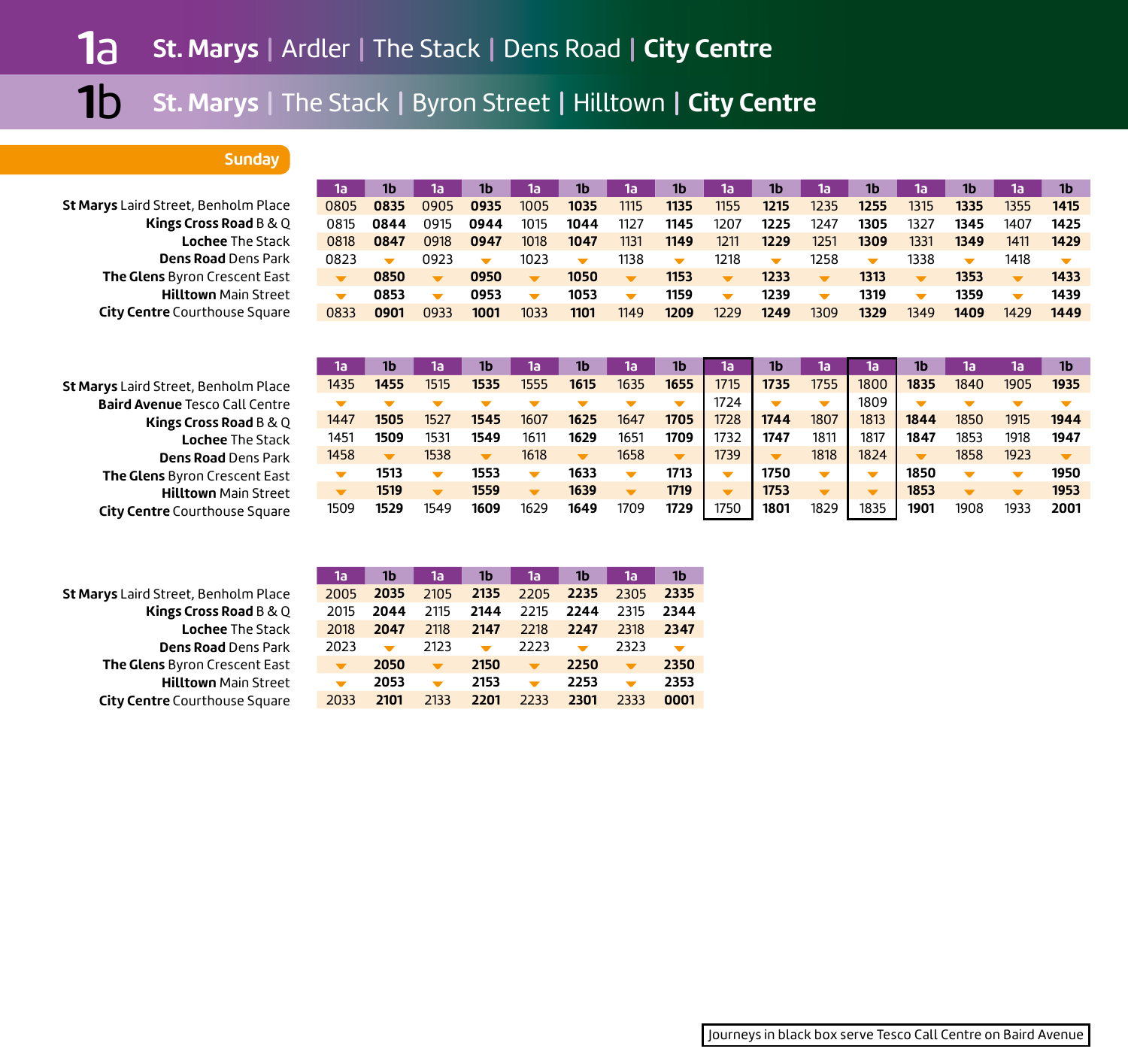# 1a St. Marys | Ardler | The Stack | Dens Road | City Centre

# 1b St. Marys | The Stack | Byron Street | Hilltown | City Centre

## Sunday

| | 1a | 1b | 1a | 1b | 1a | 1b | 1a | 1b | 1a | 1b | 1a | 1b | 1a | 1b | 1a | 1b |
|---|---|---|---|---|---|---|---|---|---|---|---|---|---|---|---|---|
| **St Marys** Laird Street, Benholm Place | 0805 | **0835** | 0905 | **0935** | 1005 | **1035** | 1115 | **1135** | 1155 | **1215** | 1235 | **1255** | 1315 | **1335** | 1355 | **1415** |
| **Kings Cross Road** B & Q | 0815 | **0844** | 0915 | **0944** | 1015 | **1044** | 1127 | **1145** | 1207 | **1225** | 1247 | **1305** | 1327 | **1345** | 1407 | **1425** |
| **Lochee** The Stack | 0818 | **0847** | 0918 | **0947** | 1018 | **1047** | 1131 | **1149** | 1211 | **1229** | 1251 | **1309** | 1331 | **1349** | 1411 | **1429** |
| **Dens Road** Dens Park | 0823 | ▼ | 0923 | ▼ | 1023 | ▼ | 1138 | ▼ | 1218 | ▼ | 1258 | ▼ | 1338 | ▼ | 1418 | ▼ |
| **The Glens** Byron Crescent East | ▼ | **0850** | ▼ | **0950** | ▼ | **1050** | ▼ | **1153** | ▼ | **1233** | ▼ | **1313** | ▼ | **1353** | ▼ | **1433** |
| **Hilltown** Main Street | ▼ | **0853** | ▼ | **0953** | ▼ | **1053** | ▼ | **1159** | ▼ | **1239** | ▼ | **1319** | ▼ | **1359** | ▼ | **1439** |
| **City Centre** Courthouse Square | 0833 | **0901** | 0933 | **1001** | 1033 | **1101** | 1149 | **1209** | 1229 | **1249** | 1309 | **1329** | 1349 | **1409** | 1429 | **1449** |

| | 1a | 1b | 1a | 1b | 1a | 1b | 1a | 1b | 1a | 1b | 1a | 1a | 1b | 1a | 1a | 1b |
|---|---|---|---|---|---|---|---|---|---|---|---|---|---|---|---|---|
| **St Marys** Laird Street, Benholm Place | 1435 | **1455** | 1515 | **1535** | 1555 | **1615** | 1635 | **1655** | 1715 | **1735** | 1755 | 1800 | **1835** | 1840 | 1905 | **1935** |
| **Baird Avenue** Tesco Call Centre | ▼ | ▼ | ▼ | ▼ | ▼ | ▼ | ▼ | ▼ | 1724 | ▼ | ▼ | 1809 | ▼ | ▼ | ▼ | ▼ |
| **Kings Cross Road** B & Q | 1447 | **1505** | 1527 | **1545** | 1607 | **1625** | 1647 | **1705** | 1728 | **1744** | 1807 | 1813 | **1844** | 1850 | 1915 | **1944** |
| **Lochee** The Stack | 1451 | **1509** | 1531 | **1549** | 1611 | **1629** | 1651 | **1709** | 1732 | **1747** | 1811 | 1817 | **1847** | 1853 | 1918 | **1947** |
| **Dens Road** Dens Park | 1458 | ▼ | 1538 | ▼ | 1618 | ▼ | 1658 | ▼ | 1739 | ▼ | 1818 | 1824 | ▼ | 1858 | 1923 | ▼ |
| **The Glens** Byron Crescent East | ▼ | **1513** | ▼ | **1553** | ▼ | **1633** | ▼ | **1713** | ▼ | **1750** | ▼ | ▼ | **1850** | ▼ | ▼ | **1950** |
| **Hilltown** Main Street | ▼ | **1519** | ▼ | **1559** | ▼ | **1639** | ▼ | **1719** | ▼ | **1753** | ▼ | ▼ | **1853** | ▼ | ▼ | **1953** |
| **City Centre** Courthouse Square | 1509 | **1529** | 1549 | **1609** | 1629 | **1649** | 1709 | **1729** | 1750 | **1801** | 1829 | 1835 | **1901** | 1908 | 1933 | **2001** |

| | 1a | 1b | 1a | 1b | 1a | 1b | 1a | 1b |
|---|---|---|---|---|---|---|---|---|
| **St Marys** Laird Street, Benholm Place | 2005 | **2035** | 2105 | **2135** | 2205 | **2235** | 2305 | **2335** |
| **Kings Cross Road** B & Q | 2015 | **2044** | 2115 | **2144** | 2215 | **2244** | 2315 | **2344** |
| **Lochee** The Stack | 2018 | **2047** | 2118 | **2147** | 2218 | **2247** | 2318 | **2347** |
| **Dens Road** Dens Park | 2023 | ▼ | 2123 | ▼ | 2223 | ▼ | 2323 | ▼ |
| **The Glens** Byron Crescent East | ▼ | **2050** | ▼ | **2150** | ▼ | **2250** | ▼ | **2350** |
| **Hilltown** Main Street | ▼ | **2053** | ▼ | **2153** | ▼ | **2253** | ▼ | **2353** |
| **City Centre** Courthouse Square | 2033 | **2101** | 2133 | **2201** | 2233 | **2301** | 2333 | **0001** |

Journeys in black box serve Tesco Call Centre on Baird Avenue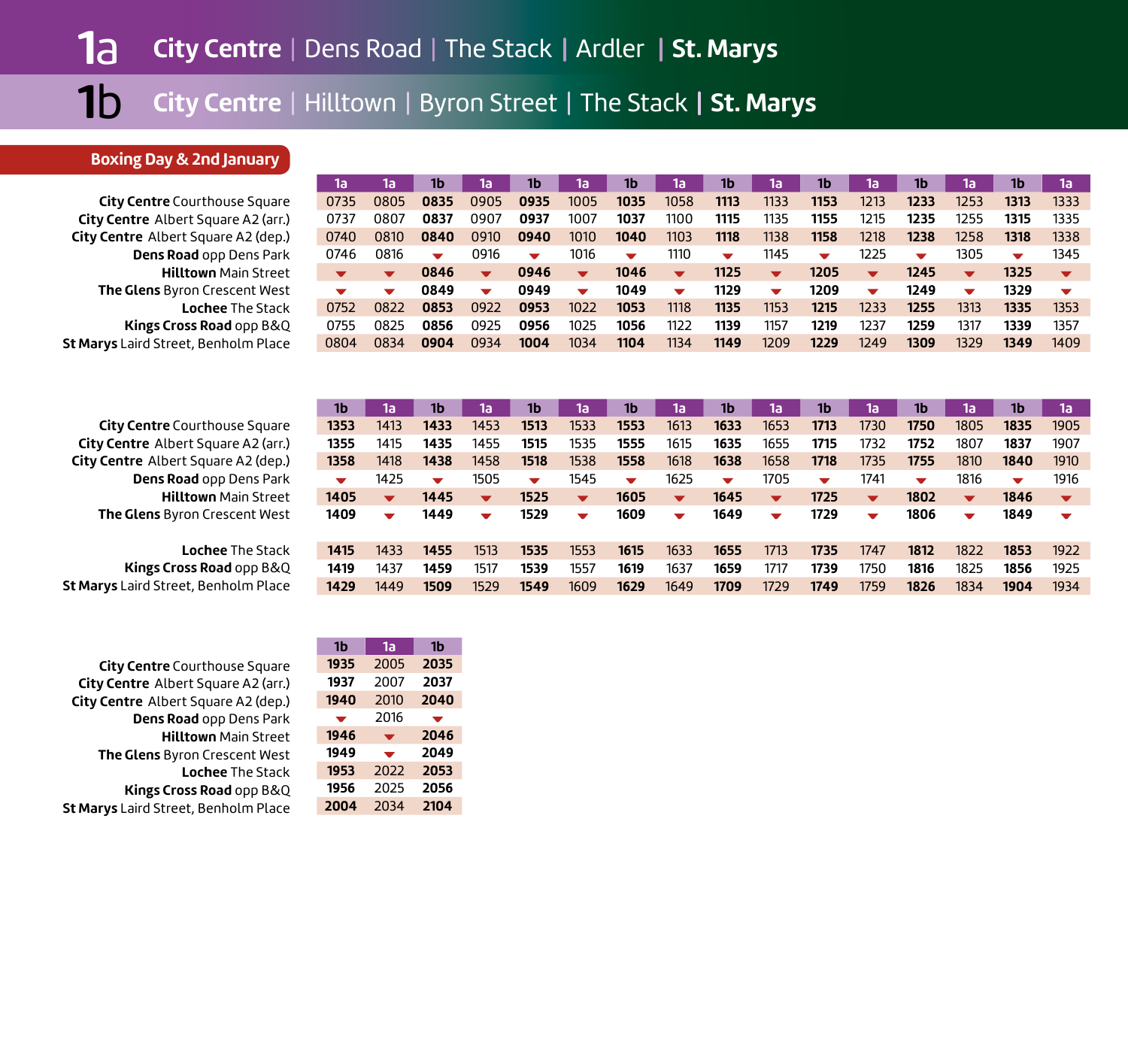# 1a City Centre | Dens Road | The Stack | Ardler | St. Marys

# 1b City Centre | Hilltown | Byron Street | The Stack | St. Marys

## Boxing Day & 2nd January

| | 1a | 1a | 1b | 1a | 1b | 1a | 1b | 1a | 1b | 1a | 1b | 1a | 1b | 1a | 1b | 1a |
|---|---|---|---|---|---|---|---|---|---|---|---|---|---|---|---|---|
| **City Centre** Courthouse Square | 0735 | 0805 | **0835** | 0905 | **0935** | 1005 | **1035** | 1058 | **1113** | 1133 | **1153** | 1213 | **1233** | 1253 | **1313** | 1333 |
| **City Centre** Albert Square A2 (arr.) | 0737 | 0807 | **0837** | 0907 | **0937** | 1007 | **1037** | 1100 | **1115** | 1135 | **1155** | 1215 | **1235** | 1255 | **1315** | 1335 |
| **City Centre** Albert Square A2 (dep.) | 0740 | 0810 | **0840** | 0910 | **0940** | 1010 | **1040** | 1103 | **1118** | 1138 | **1158** | 1218 | **1238** | 1258 | **1318** | 1338 |
| **Dens Road** opp Dens Park | 0746 | 0816 | ▼ | 0916 | ▼ | 1016 | ▼ | 1110 | ▼ | 1145 | ▼ | 1225 | ▼ | 1305 | ▼ | 1345 |
| **Hilltown** Main Street | ▼ | ▼ | **0846** | ▼ | **0946** | ▼ | **1046** | ▼ | **1125** | ▼ | **1205** | ▼ | **1245** | ▼ | **1325** | ▼ |
| **The Glens** Byron Crescent West | ▼ | ▼ | **0849** | ▼ | **0949** | ▼ | **1049** | ▼ | **1129** | ▼ | **1209** | ▼ | **1249** | ▼ | **1329** | ▼ |
| **Lochee** The Stack | 0752 | 0822 | **0853** | 0922 | **0953** | 1022 | **1053** | 1118 | **1135** | 1153 | **1215** | 1233 | **1255** | 1313 | **1335** | 1353 |
| **Kings Cross Road** opp B&Q | 0755 | 0825 | **0856** | 0925 | **0956** | 1025 | **1056** | 1122 | **1139** | 1157 | **1219** | 1237 | **1259** | 1317 | **1339** | 1357 |
| **St Marys** Laird Street, Benholm Place | 0804 | 0834 | **0904** | 0934 | **1004** | 1034 | **1104** | 1134 | **1149** | 1209 | **1229** | 1249 | **1309** | 1329 | **1349** | 1409 |

| | 1b | 1a | 1b | 1a | 1b | 1a | 1b | 1a | 1b | 1a | 1b | 1a | 1b | 1a | 1b | 1a |
|---|---|---|---|---|---|---|---|---|---|---|---|---|---|---|---|---|
| **City Centre** Courthouse Square | **1353** | 1413 | **1433** | 1453 | **1513** | 1533 | **1553** | 1613 | **1633** | 1653 | **1713** | 1730 | **1750** | 1805 | **1835** | 1905 |
| **City Centre** Albert Square A2 (arr.) | **1355** | 1415 | **1435** | 1455 | **1515** | 1535 | **1555** | 1615 | **1635** | 1655 | **1715** | 1732 | **1752** | 1807 | **1837** | 1907 |
| **City Centre** Albert Square A2 (dep.) | **1358** | 1418 | **1438** | 1458 | **1518** | 1538 | **1558** | 1618 | **1638** | 1658 | **1718** | 1735 | **1755** | 1810 | **1840** | 1910 |
| **Dens Road** opp Dens Park | ▼ | 1425 | ▼ | 1505 | ▼ | 1545 | ▼ | 1625 | ▼ | 1705 | ▼ | 1741 | ▼ | 1816 | ▼ | 1916 |
| **Hilltown** Main Street | **1405** | ▼ | **1445** | ▼ | **1525** | ▼ | **1605** | ▼ | **1645** | ▼ | **1725** | ▼ | **1802** | ▼ | **1846** | ▼ |
| **The Glens** Byron Crescent West | **1409** | ▼ | **1449** | ▼ | **1529** | ▼ | **1609** | ▼ | **1649** | ▼ | **1729** | ▼ | **1806** | ▼ | **1849** | ▼ |
| **Lochee** The Stack | **1415** | 1433 | **1455** | 1513 | **1535** | 1553 | **1615** | 1633 | **1655** | 1713 | **1735** | 1747 | **1812** | 1822 | **1853** | 1922 |
| **Kings Cross Road** opp B&Q | **1419** | 1437 | **1459** | 1517 | **1539** | 1557 | **1619** | 1637 | **1659** | 1717 | **1739** | 1750 | **1816** | 1825 | **1856** | 1925 |
| **St Marys** Laird Street, Benholm Place | **1429** | 1449 | **1509** | 1529 | **1549** | 1609 | **1629** | 1649 | **1709** | 1729 | **1749** | 1759 | **1826** | 1834 | **1904** | 1934 |

| | 1b | 1a | 1b |
|---|---|---|---|
| **City Centre** Courthouse Square | **1935** | 2005 | **2035** |
| **City Centre** Albert Square A2 (arr.) | **1937** | 2007 | **2037** |
| **City Centre** Albert Square A2 (dep.) | **1940** | 2010 | **2040** |
| **Dens Road** opp Dens Park | ▼ | 2016 | ▼ |
| **Hilltown** Main Street | **1946** | ▼ | **2046** |
| **The Glens** Byron Crescent West | **1949** | ▼ | **2049** |
| **Lochee** The Stack | **1953** | 2022 | **2053** |
| **Kings Cross Road** opp B&Q | **1956** | 2025 | **2056** |
| **St Marys** Laird Street, Benholm Place | **2004** | 2034 | **2104** |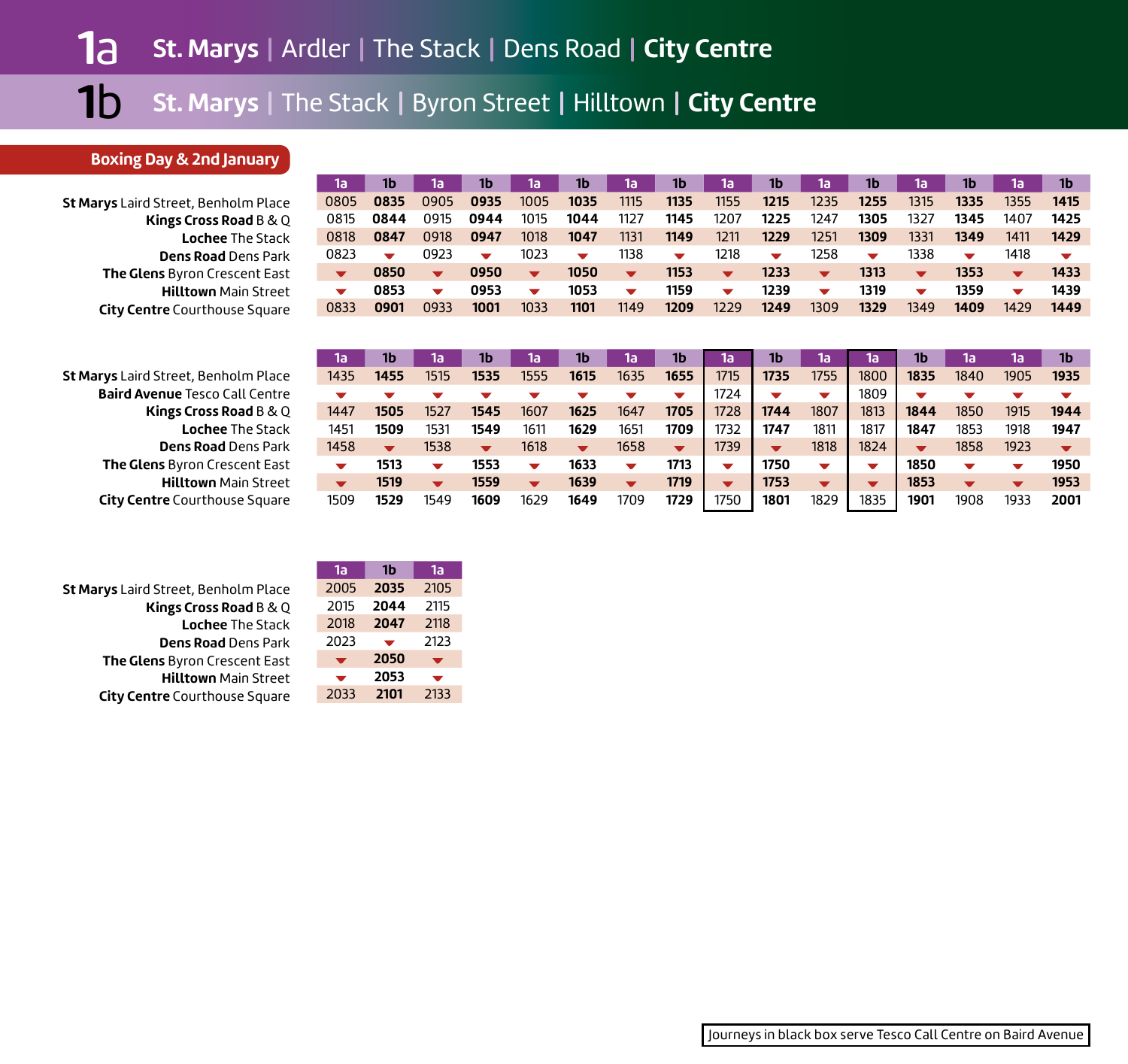# 1a St. Marys | Ardler | The Stack | Dens Road | City Centre

# 1b St. Marys | The Stack | Byron Street | Hilltown | City Centre

## Boxing Day & 2nd January

| | 1a | 1b | 1a | 1b | 1a | 1b | 1a | 1b | 1a | 1b | 1a | 1b | 1a | 1b | 1a | 1b |
|---|---|---|---|---|---|---|---|---|---|---|---|---|---|---|---|---|
| **St Marys** Laird Street, Benholm Place | 0805 | **0835** | 0905 | **0935** | 1005 | **1035** | 1115 | **1135** | 1155 | **1215** | 1235 | **1255** | 1315 | **1335** | 1355 | **1415** |
| **Kings Cross Road** B & Q | 0815 | **0844** | 0915 | **0944** | 1015 | **1044** | 1127 | **1145** | 1207 | **1225** | 1247 | **1305** | 1327 | **1345** | 1407 | **1425** |
| **Lochee** The Stack | 0818 | **0847** | 0918 | **0947** | 1018 | **1047** | 1131 | **1149** | 1211 | **1229** | 1251 | **1309** | 1331 | **1349** | 1411 | **1429** |
| **Dens Road** Dens Park | 0823 | ▼ | 0923 | ▼ | 1023 | ▼ | 1138 | ▼ | 1218 | ▼ | 1258 | ▼ | 1338 | ▼ | 1418 | ▼ |
| **The Glens** Byron Crescent East | ▼ | **0850** | ▼ | **0950** | ▼ | **1050** | ▼ | **1153** | ▼ | **1233** | ▼ | **1313** | ▼ | **1353** | ▼ | **1433** |
| **Hilltown** Main Street | ▼ | **0853** | ▼ | **0953** | ▼ | **1053** | ▼ | **1159** | ▼ | **1239** | ▼ | **1319** | ▼ | **1359** | ▼ | **1439** |
| **City Centre** Courthouse Square | 0833 | **0901** | 0933 | **1001** | 1033 | **1101** | 1149 | **1209** | 1229 | **1249** | 1309 | **1329** | 1349 | **1409** | 1429 | **1449** |

| | 1a | 1b | 1a | 1b | 1a | 1b | 1a | 1b | 1a | 1b | 1a | 1a | 1b | 1a | 1a | 1b |
|---|---|---|---|---|---|---|---|---|---|---|---|---|---|---|---|---|
| **St Marys** Laird Street, Benholm Place | 1435 | **1455** | 1515 | **1535** | 1555 | **1615** | 1635 | **1655** | 1715 | **1735** | 1755 | 1800 | **1835** | 1840 | 1905 | **1935** |
| **Baird Avenue** Tesco Call Centre | ▼ | ▼ | ▼ | ▼ | ▼ | ▼ | ▼ | ▼ | 1724 | ▼ | ▼ | 1809 | ▼ | ▼ | ▼ | ▼ |
| **Kings Cross Road** B & Q | 1447 | **1505** | 1527 | **1545** | 1607 | **1625** | 1647 | **1705** | 1728 | **1744** | 1807 | 1813 | **1844** | 1850 | 1915 | **1944** |
| **Lochee** The Stack | 1451 | **1509** | 1531 | **1549** | 1611 | **1629** | 1651 | **1709** | 1732 | **1747** | 1811 | 1817 | **1847** | 1853 | 1918 | **1947** |
| **Dens Road** Dens Park | 1458 | ▼ | 1538 | ▼ | 1618 | ▼ | 1658 | ▼ | 1739 | ▼ | 1818 | 1824 | ▼ | 1858 | 1923 | ▼ |
| **The Glens** Byron Crescent East | ▼ | **1513** | ▼ | **1553** | ▼ | **1633** | ▼ | **1713** | ▼ | **1750** | ▼ | ▼ | **1850** | ▼ | ▼ | **1950** |
| **Hilltown** Main Street | ▼ | **1519** | ▼ | **1559** | ▼ | **1639** | ▼ | **1719** | ▼ | **1753** | ▼ | ▼ | **1853** | ▼ | ▼ | **1953** |
| **City Centre** Courthouse Square | 1509 | **1529** | 1549 | **1609** | 1629 | **1649** | 1709 | **1729** | 1750 | **1801** | 1829 | 1835 | **1901** | 1908 | 1933 | **2001** |

| | 1a | 1b | 1a |
|---|---|---|---|
| **St Marys** Laird Street, Benholm Place | 2005 | **2035** | 2105 |
| **Kings Cross Road** B & Q | 2015 | **2044** | 2115 |
| **Lochee** The Stack | 2018 | **2047** | 2118 |
| **Dens Road** Dens Park | 2023 | ▼ | 2123 |
| **The Glens** Byron Crescent East | ▼ | **2050** | ▼ |
| **Hilltown** Main Street | ▼ | **2053** | ▼ |
| **City Centre** Courthouse Square | 2033 | **2101** | 2133 |

Journeys in black box serve Tesco Call Centre on Baird Avenue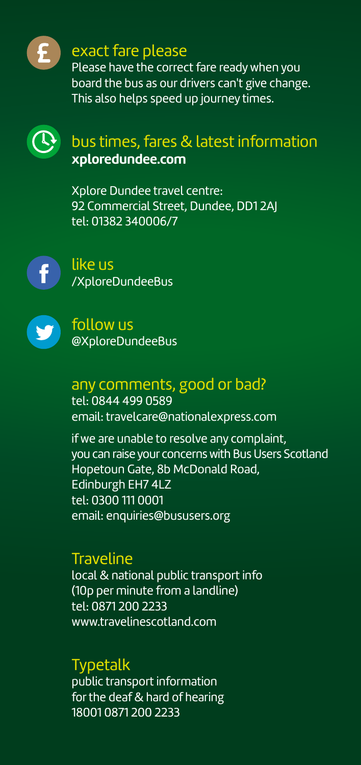## exact fare please

Please have the correct fare ready when you board the bus as our drivers can't give change. This also helps speed up journey times.

## bus times, fares & latest information

**xploredundee.com**

Xplore Dundee travel centre:
92 Commercial Street, Dundee, DD1 2AJ
tel: 01382 340006/7

## like us

/XploreDundeeBus

## follow us

@XploreDundeeBus

## any comments, good or bad?

tel: 0844 499 0589
email: travelcare@nationalexpress.com

if we are unable to resolve any complaint, you can raise your concerns with Bus Users Scotland
Hopetoun Gate, 8b McDonald Road,
Edinburgh EH7 4LZ
tel: 0300 111 0001
email: enquiries@bususers.org

## Traveline

local & national public transport info
(10p per minute from a landline)
tel: 0871 200 2233
www.travelinescotland.com

## Typetalk

public transport information
for the deaf & hard of hearing
18001 0871 200 2233